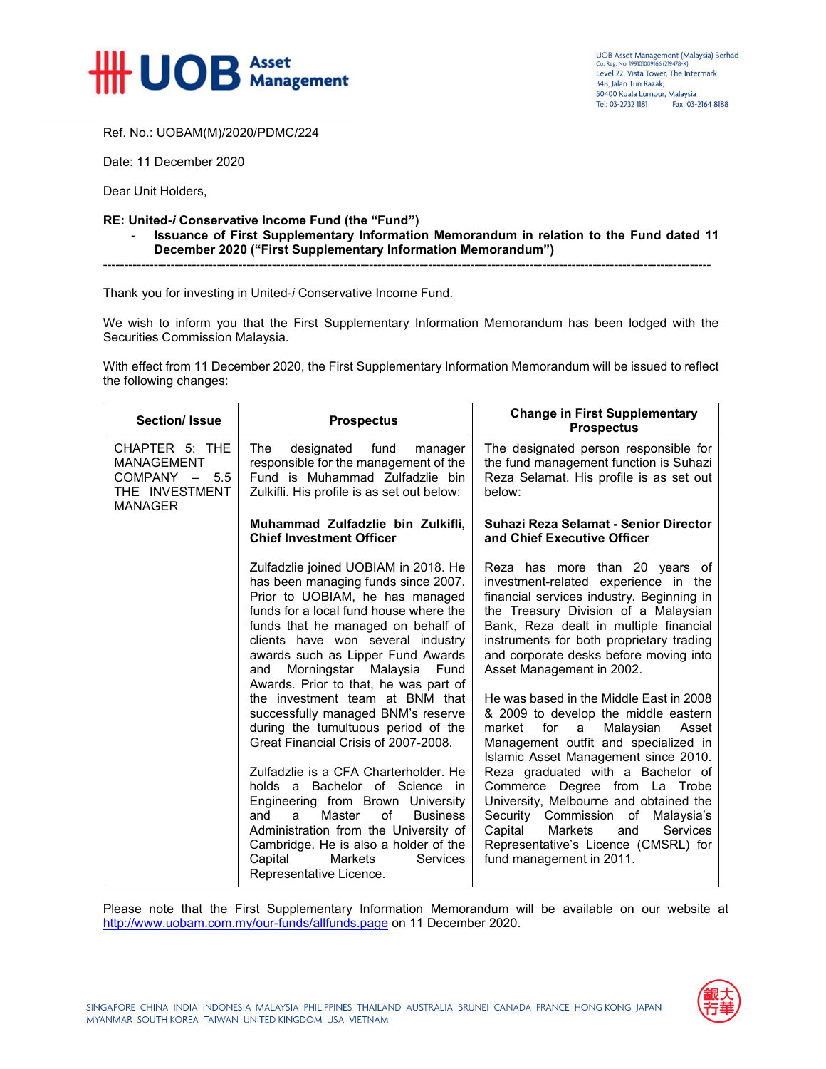UOB Asset Management

UOB Asset Management (Malaysia) Berhad
Co. Reg. No. 199101009166 (219478-X)
Level 22, Vista Tower, The Intermark
348, Jalan Tun Razak,
50400 Kuala Lumpur, Malaysia
Tel: 03-2732 1181 Fax: 03-2164 8188

Ref. No.: UOBAM(M)/2020/PDMC/224

Date: 11 December 2020

Dear Unit Holders,

**RE: United-*i* Conservative Income Fund (the "Fund")**
- **Issuance of First Supplementary Information Memorandum in relation to the Fund dated 11 December 2020 ("First Supplementary Information Memorandum")**

---

Thank you for investing in United-*i* Conservative Income Fund.

We wish to inform you that the First Supplementary Information Memorandum has been lodged with the Securities Commission Malaysia.

With effect from 11 December 2020, the First Supplementary Information Memorandum will be issued to reflect the following changes:

| Section/ Issue | Prospectus | Change in First Supplementary Prospectus |
|---|---|---|
| CHAPTER 5: THE MANAGEMENT COMPANY – 5.5 THE INVESTMENT MANAGER | The designated fund manager responsible for the management of the Fund is Muhammad Zulfadzlie bin Zulkifli. His profile is as set out below:<br><br>**Muhammad Zulfadzlie bin Zulkifli, Chief Investment Officer**<br><br>Zulfadzlie joined UOBIAM in 2018. He has been managing funds since 2007. Prior to UOBIAM, he has managed funds for a local fund house where the funds that he managed on behalf of clients have won several industry awards such as Lipper Fund Awards and Morningstar Malaysia Fund Awards. Prior to that, he was part of the investment team at BNM that successfully managed BNM's reserve during the tumultuous period of the Great Financial Crisis of 2007-2008.<br><br>Zulfadzlie is a CFA Charterholder. He holds a Bachelor of Science in Engineering from Brown University and a Master of Business Administration from the University of Cambridge. He is also a holder of the Capital Markets Services Representative Licence. | The designated person responsible for the fund management function is Suhazi Reza Selamat. His profile is as set out below:<br><br>**Suhazi Reza Selamat - Senior Director and Chief Executive Officer**<br><br>Reza has more than 20 years of investment-related experience in the financial services industry. Beginning in the Treasury Division of a Malaysian Bank, Reza dealt in multiple financial instruments for both proprietary trading and corporate desks before moving into Asset Management in 2002.<br><br>He was based in the Middle East in 2008 & 2009 to develop the middle eastern market for a Malaysian Asset Management outfit and specialized in Islamic Asset Management since 2010. Reza graduated with a Bachelor of Commerce Degree from La Trobe University, Melbourne and obtained the Security Commission of Malaysia's Capital Markets and Services Representative's Licence (CMSRL) for fund management in 2011. |

Please note that the First Supplementary Information Memorandum will be available on our website at http://www.uobam.com.my/our-funds/allfunds.page on 11 December 2020.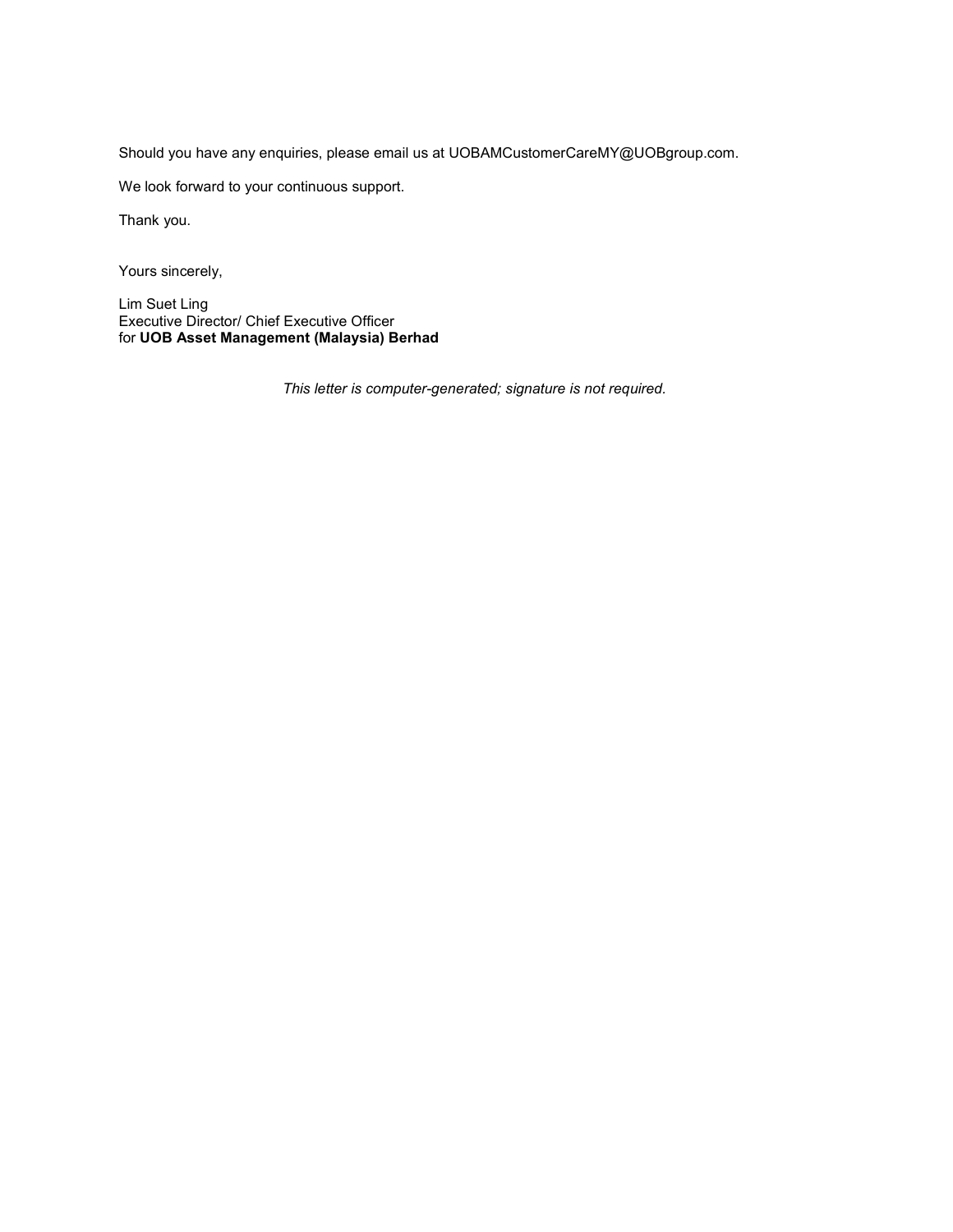Should you have any enquiries, please email us at UOBAMCustomerCareMY@UOBgroup.com.

We look forward to your continuous support.

Thank you.

Yours sincerely,

Lim Suet Ling  
Executive Director/ Chief Executive Officer  
for **UOB Asset Management (Malaysia) Berhad**

*This letter is computer-generated; signature is not required.*